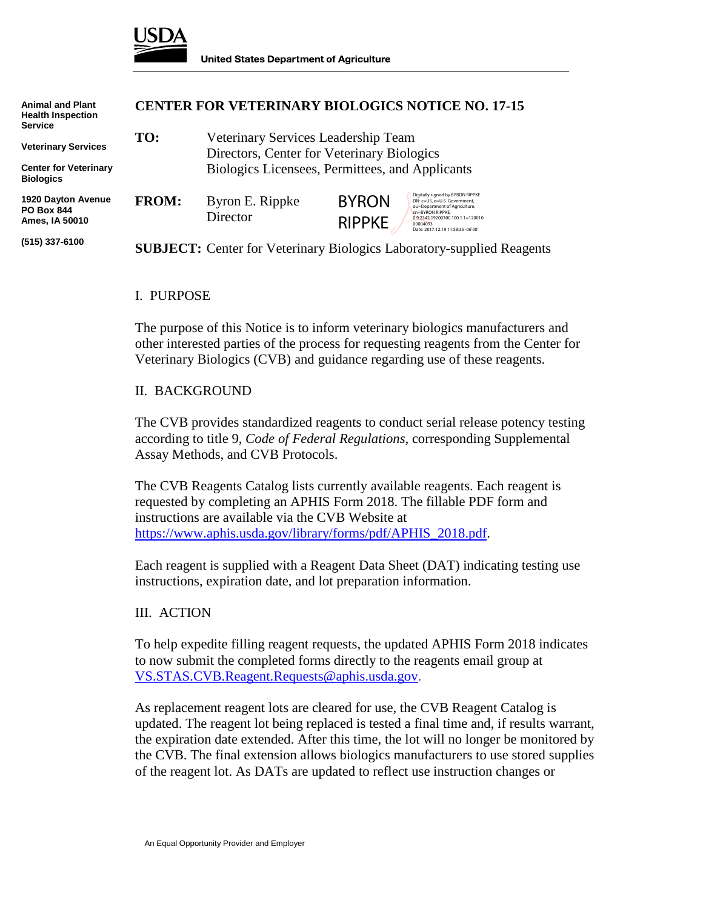USDA

United States Department of Agriculture

**Animal and Plant Health Inspection Service**

**Veterinary Services**

**Center for Veterinary Biologics**

**1920 Dayton Avenue**
**PO Box 844**
**Ames, IA 50010**

**(515) 337-6100**

# CENTER FOR VETERINARY BIOLOGICS NOTICE NO. 17-15

**TO:** Veterinary Services Leadership Team
Directors, Center for Veterinary Biologics
Biologics Licensees, Permittees, and Applicants

**FROM:** Byron E. Rippke
Director

BYRON RIPPKE

Digitally signed by BYRON RIPPKE
DN: c=US, o=U.S. Government, ou=Department of Agriculture, cn=BYRON RIPPKE, 0.9.2342.19200300.100.1.1=12001000004093
Date: 2017.12.19 11:58:35 -06'00'

**SUBJECT:** Center for Veterinary Biologics Laboratory-supplied Reagents

## I. PURPOSE

The purpose of this Notice is to inform veterinary biologics manufacturers and other interested parties of the process for requesting reagents from the Center for Veterinary Biologics (CVB) and guidance regarding use of these reagents.

## II. BACKGROUND

The CVB provides standardized reagents to conduct serial release potency testing according to title 9, *Code of Federal Regulations*, corresponding Supplemental Assay Methods, and CVB Protocols.

The CVB Reagents Catalog lists currently available reagents. Each reagent is requested by completing an APHIS Form 2018. The fillable PDF form and instructions are available via the CVB Website at https://www.aphis.usda.gov/library/forms/pdf/APHIS_2018.pdf.

Each reagent is supplied with a Reagent Data Sheet (DAT) indicating testing use instructions, expiration date, and lot preparation information.

## III. ACTION

To help expedite filling reagent requests, the updated APHIS Form 2018 indicates to now submit the completed forms directly to the reagents email group at VS.STAS.CVB.Reagent.Requests@aphis.usda.gov.

As replacement reagent lots are cleared for use, the CVB Reagent Catalog is updated. The reagent lot being replaced is tested a final time and, if results warrant, the expiration date extended. After this time, the lot will no longer be monitored by the CVB. The final extension allows biologics manufacturers to use stored supplies of the reagent lot. As DATs are updated to reflect use instruction changes or

An Equal Opportunity Provider and Employer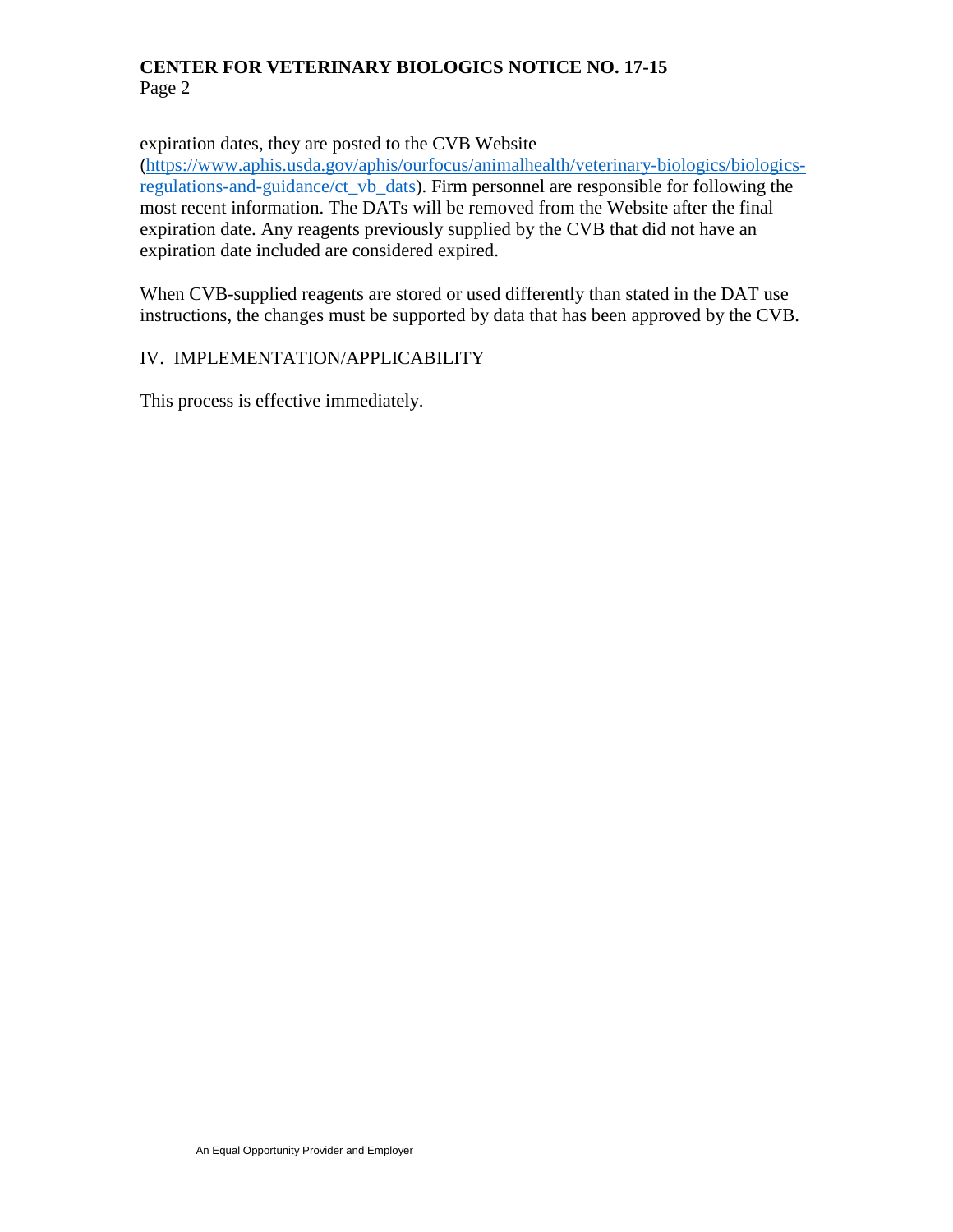expiration dates, they are posted to the CVB Website ([https://www.aphis.usda.gov/aphis/ourfocus/animalhealth/veterinary-biologics/biologics-regulations-and-guidance/ct_vb_dats](https://www.aphis.usda.gov/aphis/ourfocus/animalhealth/veterinary-biologics/biologics-regulations-and-guidance/ct_vb_dats)). Firm personnel are responsible for following the most recent information. The DATs will be removed from the Website after the final expiration date. Any reagents previously supplied by the CVB that did not have an expiration date included are considered expired.

When CVB-supplied reagents are stored or used differently than stated in the DAT use instructions, the changes must be supported by data that has been approved by the CVB.

## IV. IMPLEMENTATION/APPLICABILITY

This process is effective immediately.